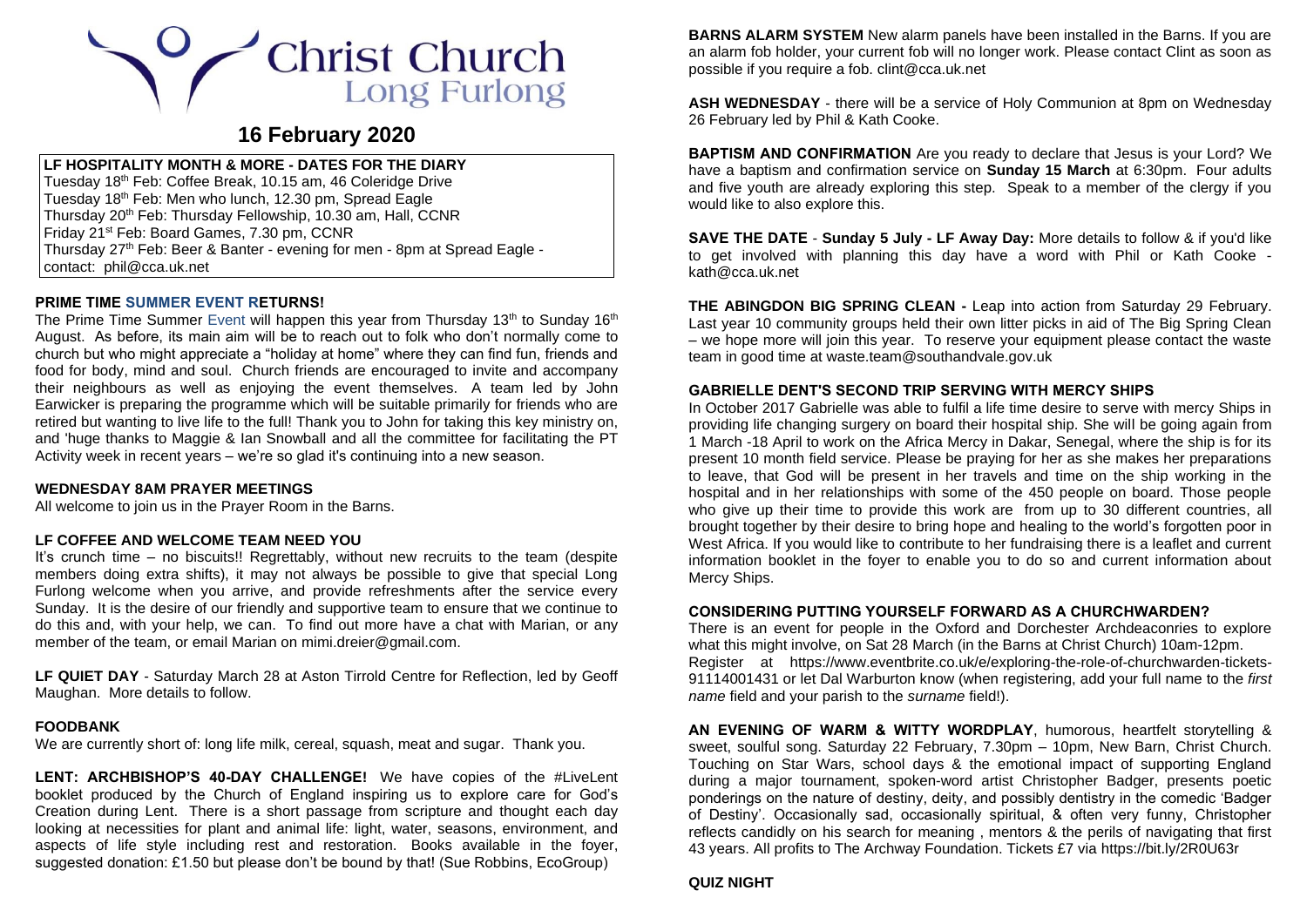# Christ Church Long Furlong

## 16 February 2020

**LF HOSPITALITY MONTH & MORE - DATES FOR THE DIARY**

Tuesday 18th Feb: Coffee Break, 10.15 am, 46 Coleridge Drive
Tuesday 18th Feb: Men who lunch, 12.30 pm, Spread Eagle
Thursday 20th Feb: Thursday Fellowship, 10.30 am, Hall, CCNR
Friday 21st Feb: Board Games, 7.30 pm, CCNR
Thursday 27th Feb: Beer & Banter - evening for men - 8pm at Spread Eagle - contact: phil@cca.uk.net

**PRIME TIME SUMMER EVENT RETURNS!**

The Prime Time Summer Event will happen this year from Thursday 13th to Sunday 16th August. As before, its main aim will be to reach out to folk who don't normally come to church but who might appreciate a "holiday at home" where they can find fun, friends and food for body, mind and soul. Church friends are encouraged to invite and accompany their neighbours as well as enjoying the event themselves. A team led by John Earwicker is preparing the programme which will be suitable primarily for friends who are retired but wanting to live life to the full! Thank you to John for taking this key ministry on, and 'huge thanks to Maggie & Ian Snowball and all the committee for facilitating the PT Activity week in recent years – we're so glad it's continuing into a new season.

**WEDNESDAY 8AM PRAYER MEETINGS**

All welcome to join us in the Prayer Room in the Barns.

**LF COFFEE AND WELCOME TEAM NEED YOU**

It's crunch time – no biscuits!! Regrettably, without new recruits to the team (despite members doing extra shifts), it may not always be possible to give that special Long Furlong welcome when you arrive, and provide refreshments after the service every Sunday. It is the desire of our friendly and supportive team to ensure that we continue to do this and, with your help, we can. To find out more have a chat with Marian, or any member of the team, or email Marian on mimi.dreier@gmail.com.

**LF QUIET DAY** - Saturday March 28 at Aston Tirrold Centre for Reflection, led by Geoff Maughan. More details to follow.

**FOODBANK**

We are currently short of: long life milk, cereal, squash, meat and sugar. Thank you.

**LENT: ARCHBISHOP'S 40-DAY CHALLENGE!** We have copies of the #LiveLent booklet produced by the Church of England inspiring us to explore care for God's Creation during Lent. There is a short passage from scripture and thought each day looking at necessities for plant and animal life: light, water, seasons, environment, and aspects of life style including rest and restoration. Books available in the foyer, suggested donation: £1.50 but please don't be bound by that! (Sue Robbins, EcoGroup)

**BARNS ALARM SYSTEM** New alarm panels have been installed in the Barns. If you are an alarm fob holder, your current fob will no longer work. Please contact Clint as soon as possible if you require a fob. clint@cca.uk.net

**ASH WEDNESDAY** - there will be a service of Holy Communion at 8pm on Wednesday 26 February led by Phil & Kath Cooke.

**BAPTISM AND CONFIRMATION** Are you ready to declare that Jesus is your Lord? We have a baptism and confirmation service on **Sunday 15 March** at 6:30pm. Four adults and five youth are already exploring this step. Speak to a member of the clergy if you would like to also explore this.

**SAVE THE DATE** - **Sunday 5 July - LF Away Day:** More details to follow & if you'd like to get involved with planning this day have a word with Phil or Kath Cooke - kath@cca.uk.net

**THE ABINGDON BIG SPRING CLEAN -** Leap into action from Saturday 29 February. Last year 10 community groups held their own litter picks in aid of The Big Spring Clean – we hope more will join this year. To reserve your equipment please contact the waste team in good time at waste.team@southandvale.gov.uk

**GABRIELLE DENT'S SECOND TRIP SERVING WITH MERCY SHIPS**

In October 2017 Gabrielle was able to fulfil a life time desire to serve with mercy Ships in providing life changing surgery on board their hospital ship. She will be going again from 1 March -18 April to work on the Africa Mercy in Dakar, Senegal, where the ship is for its present 10 month field service. Please be praying for her as she makes her preparations to leave, that God will be present in her travels and time on the ship working in the hospital and in her relationships with some of the 450 people on board. Those people who give up their time to provide this work are from up to 30 different countries, all brought together by their desire to bring hope and healing to the world's forgotten poor in West Africa. If you would like to contribute to her fundraising there is a leaflet and current information booklet in the foyer to enable you to do so and current information about Mercy Ships.

**CONSIDERING PUTTING YOURSELF FORWARD AS A CHURCHWARDEN?**

There is an event for people in the Oxford and Dorchester Archdeaconries to explore what this might involve, on Sat 28 March (in the Barns at Christ Church) 10am-12pm. Register at https://www.eventbrite.co.uk/e/exploring-the-role-of-churchwarden-tickets-91114001431 or let Dal Warburton know (when registering, add your full name to the *first name* field and your parish to the *surname* field!).

**AN EVENING OF WARM & WITTY WORDPLAY**, humorous, heartfelt storytelling & sweet, soulful song. Saturday 22 February, 7.30pm – 10pm, New Barn, Christ Church. Touching on Star Wars, school days & the emotional impact of supporting England during a major tournament, spoken-word artist Christopher Badger, presents poetic ponderings on the nature of destiny, deity, and possibly dentistry in the comedic 'Badger of Destiny'. Occasionally sad, occasionally spiritual, & often very funny, Christopher reflects candidly on his search for meaning , mentors & the perils of navigating that first 43 years. All profits to The Archway Foundation. Tickets £7 via https://bit.ly/2R0U63r

**QUIZ NIGHT**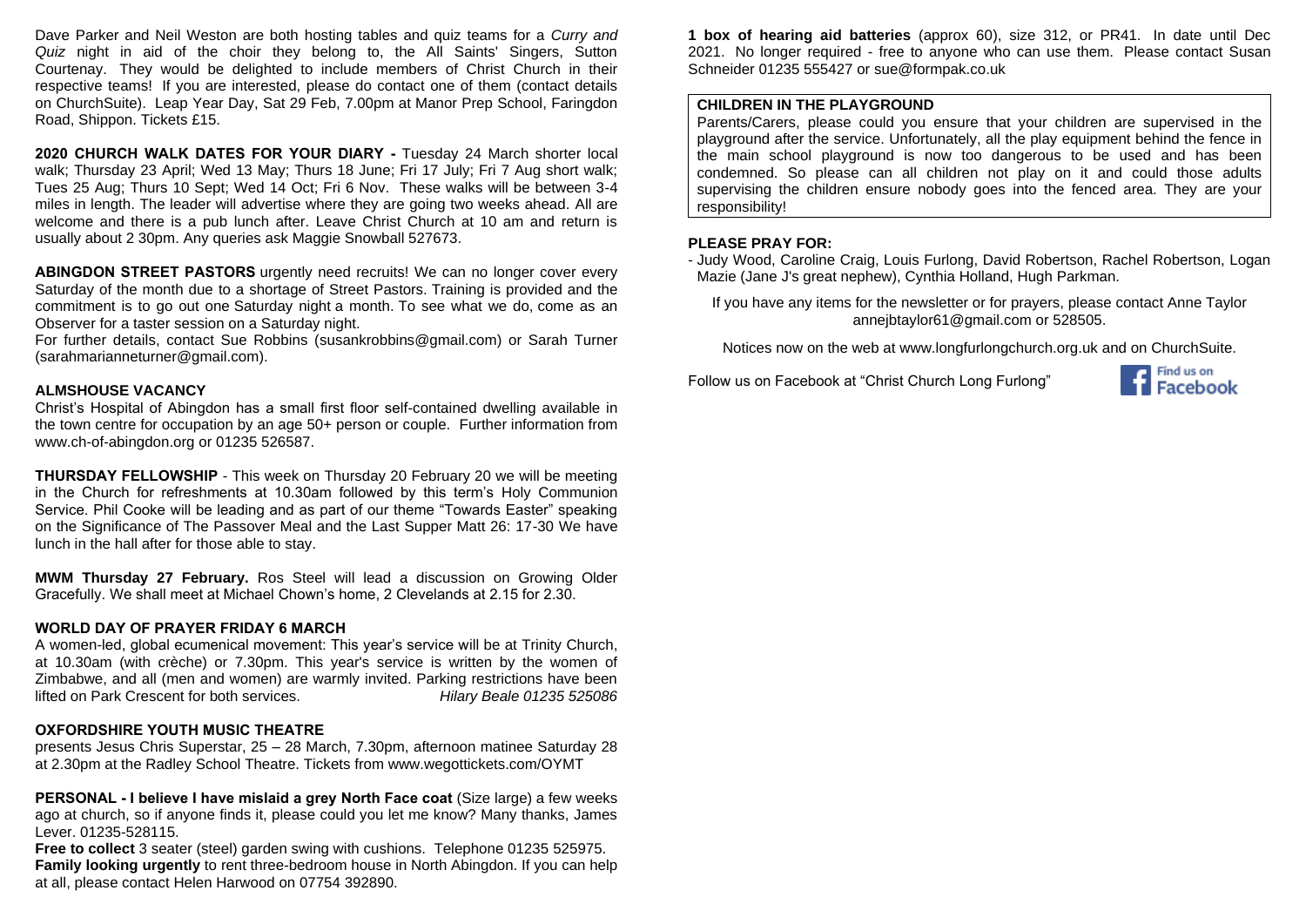Dave Parker and Neil Weston are both hosting tables and quiz teams for a *Curry and Quiz* night in aid of the choir they belong to, the All Saints' Singers, Sutton Courtenay. They would be delighted to include members of Christ Church in their respective teams! If you are interested, please do contact one of them (contact details on ChurchSuite). Leap Year Day, Sat 29 Feb, 7.00pm at Manor Prep School, Faringdon Road, Shippon. Tickets £15.

**2020 CHURCH WALK DATES FOR YOUR DIARY -** Tuesday 24 March shorter local walk; Thursday 23 April; Wed 13 May; Thurs 18 June; Fri 17 July; Fri 7 Aug short walk; Tues 25 Aug; Thurs 10 Sept; Wed 14 Oct; Fri 6 Nov. These walks will be between 3-4 miles in length. The leader will advertise where they are going two weeks ahead. All are welcome and there is a pub lunch after. Leave Christ Church at 10 am and return is usually about 2 30pm. Any queries ask Maggie Snowball 527673.

**ABINGDON STREET PASTORS** urgently need recruits! We can no longer cover every Saturday of the month due to a shortage of Street Pastors. Training is provided and the commitment is to go out one Saturday night a month. To see what we do, come as an Observer for a taster session on a Saturday night.
For further details, contact Sue Robbins (susankrobbins@gmail.com) or Sarah Turner (sarahmarianneturner@gmail.com).

**ALMSHOUSE VACANCY**
Christ's Hospital of Abingdon has a small first floor self-contained dwelling available in the town centre for occupation by an age 50+ person or couple. Further information from www.ch-of-abingdon.org or 01235 526587.

**THURSDAY FELLOWSHIP** - This week on Thursday 20 February 20 we will be meeting in the Church for refreshments at 10.30am followed by this term's Holy Communion Service. Phil Cooke will be leading and as part of our theme "Towards Easter" speaking on the Significance of The Passover Meal and the Last Supper Matt 26: 17-30 We have lunch in the hall after for those able to stay.

**MWM Thursday 27 February.** Ros Steel will lead a discussion on Growing Older Gracefully. We shall meet at Michael Chown's home, 2 Clevelands at 2.15 for 2.30.

**WORLD DAY OF PRAYER FRIDAY 6 MARCH**
A women-led, global ecumenical movement: This year's service will be at Trinity Church, at 10.30am (with crèche) or 7.30pm. This year's service is written by the women of Zimbabwe, and all (men and women) are warmly invited. Parking restrictions have been lifted on Park Crescent for both services. *Hilary Beale 01235 525086*

**OXFORDSHIRE YOUTH MUSIC THEATRE**
presents Jesus Chris Superstar, 25 – 28 March, 7.30pm, afternoon matinee Saturday 28 at 2.30pm at the Radley School Theatre. Tickets from www.wegottickets.com/OYMT

**PERSONAL - I believe I have mislaid a grey North Face coat** (Size large) a few weeks ago at church, so if anyone finds it, please could you let me know? Many thanks, James Lever. 01235-528115.
**Free to collect** 3 seater (steel) garden swing with cushions. Telephone 01235 525975.
**Family looking urgently** to rent three-bedroom house in North Abingdon. If you can help at all, please contact Helen Harwood on 07754 392890.

**1 box of hearing aid batteries** (approx 60), size 312, or PR41. In date until Dec 2021. No longer required - free to anyone who can use them. Please contact Susan Schneider 01235 555427 or sue@formpak.co.uk

**CHILDREN IN THE PLAYGROUND**
Parents/Carers, please could you ensure that your children are supervised in the playground after the service. Unfortunately, all the play equipment behind the fence in the main school playground is now too dangerous to be used and has been condemned. So please can all children not play on it and could those adults supervising the children ensure nobody goes into the fenced area. They are your responsibility!

**PLEASE PRAY FOR:**
- Judy Wood, Caroline Craig, Louis Furlong, David Robertson, Rachel Robertson, Logan Mazie (Jane J's great nephew), Cynthia Holland, Hugh Parkman.

If you have any items for the newsletter or for prayers, please contact Anne Taylor annejbtaylor61@gmail.com or 528505.

Notices now on the web at www.longfurlongchurch.org.uk and on ChurchSuite.

Follow us on Facebook at "Christ Church Long Furlong"

Find us on Facebook